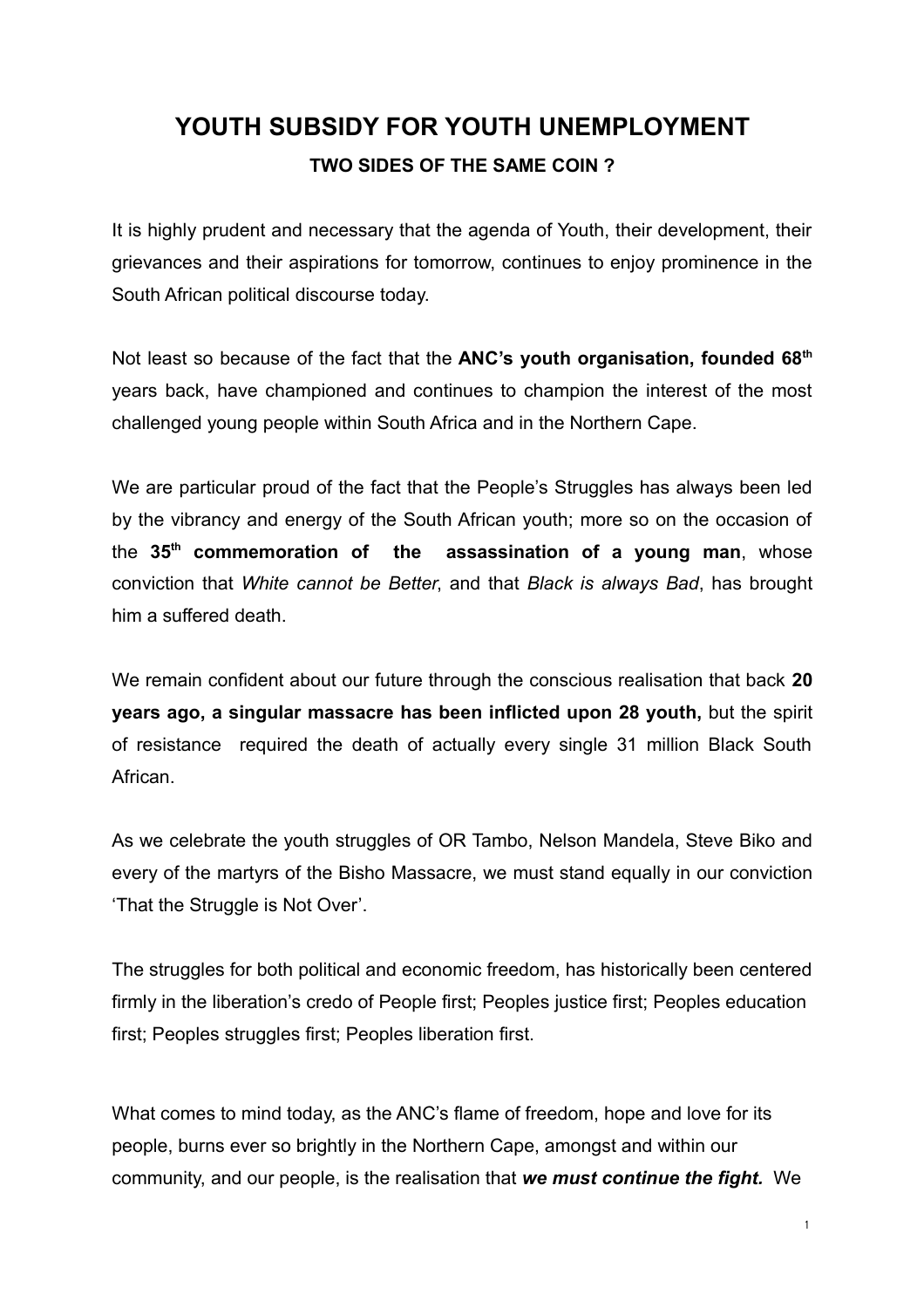# YOUTH SUBSIDY FOR YOUTH UNEMPLOYMENT

## TWO SIDES OF THE SAME COIN ?

It is highly prudent and necessary that the agenda of Youth, their development, their grievances and their aspirations for tomorrow, continues to enjoy prominence in the South African political discourse today.

Not least so because of the fact that the **ANC's youth organisation, founded 68th** years back, have championed and continues to champion the interest of the most challenged young people within South Africa and in the Northern Cape.

We are particular proud of the fact that the People's Struggles has always been led by the vibrancy and energy of the South African youth; more so on the occasion of the **35th commemoration of the assassination of a young man**, whose conviction that *White cannot be Better*, and that *Black is always Bad*, has brought him a suffered death.

We remain confident about our future through the conscious realisation that back **20 years ago, a singular massacre has been inflicted upon 28 youth,** but the spirit of resistance required the death of actually every single 31 million Black South African.

As we celebrate the youth struggles of OR Tambo, Nelson Mandela, Steve Biko and every of the martyrs of the Bisho Massacre, we must stand equally in our conviction 'That the Struggle is Not Over'.

The struggles for both political and economic freedom, has historically been centered firmly in the liberation's credo of People first; Peoples justice first; Peoples education first; Peoples struggles first; Peoples liberation first.

What comes to mind today, as the ANC's flame of freedom, hope and love for its people, burns ever so brightly in the Northern Cape, amongst and within our community, and our people, is the realisation that ***we must continue the fight.*** We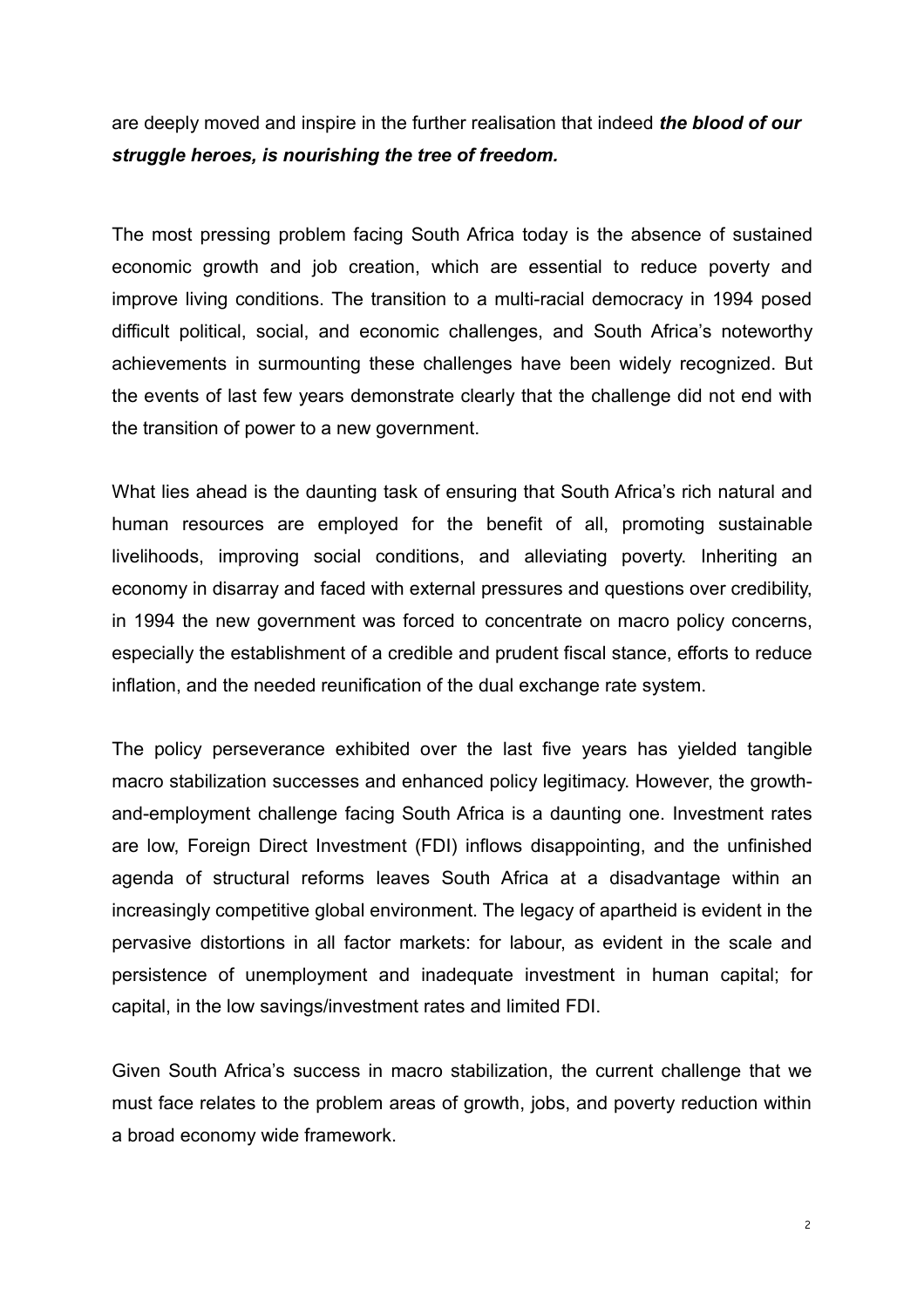are deeply moved and inspire in the further realisation that indeed ***the blood of our struggle heroes, is nourishing the tree of freedom.***

The most pressing problem facing South Africa today is the absence of sustained economic growth and job creation, which are essential to reduce poverty and improve living conditions. The transition to a multi-racial democracy in 1994 posed difficult political, social, and economic challenges, and South Africa's noteworthy achievements in surmounting these challenges have been widely recognized. But the events of last few years demonstrate clearly that the challenge did not end with the transition of power to a new government.

What lies ahead is the daunting task of ensuring that South Africa's rich natural and human resources are employed for the benefit of all, promoting sustainable livelihoods, improving social conditions, and alleviating poverty. Inheriting an economy in disarray and faced with external pressures and questions over credibility, in 1994 the new government was forced to concentrate on macro policy concerns, especially the establishment of a credible and prudent fiscal stance, efforts to reduce inflation, and the needed reunification of the dual exchange rate system.

The policy perseverance exhibited over the last five years has yielded tangible macro stabilization successes and enhanced policy legitimacy. However, the growth-and-employment challenge facing South Africa is a daunting one. Investment rates are low, Foreign Direct Investment (FDI) inflows disappointing, and the unfinished agenda of structural reforms leaves South Africa at a disadvantage within an increasingly competitive global environment. The legacy of apartheid is evident in the pervasive distortions in all factor markets: for labour, as evident in the scale and persistence of unemployment and inadequate investment in human capital; for capital, in the low savings/investment rates and limited FDI.

Given South Africa's success in macro stabilization, the current challenge that we must face relates to the problem areas of growth, jobs, and poverty reduction within a broad economy wide framework.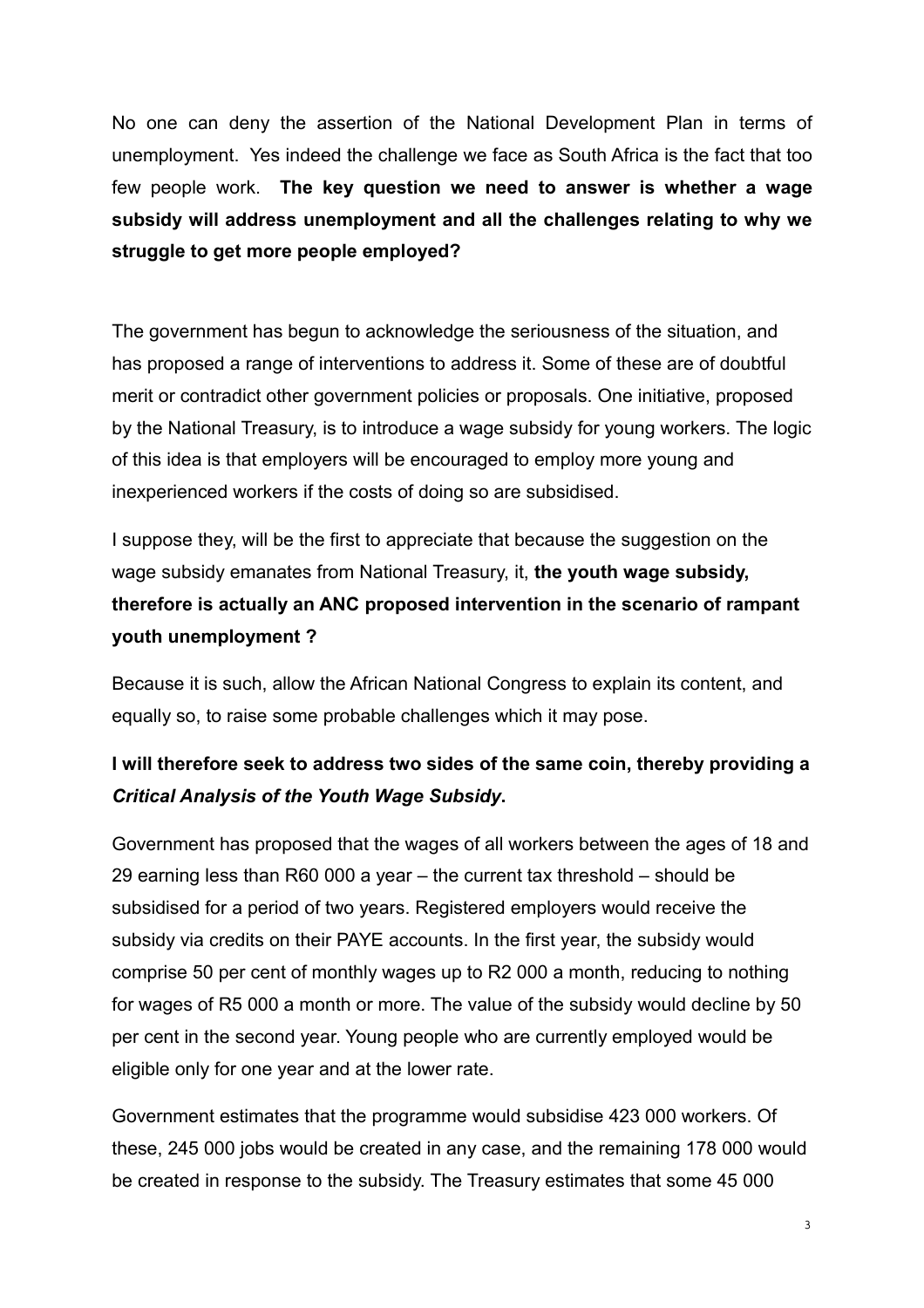No one can deny the assertion of the National Development Plan in terms of unemployment. Yes indeed the challenge we face as South Africa is the fact that too few people work. **The key question we need to answer is whether a wage subsidy will address unemployment and all the challenges relating to why we struggle to get more people employed?**

The government has begun to acknowledge the seriousness of the situation, and has proposed a range of interventions to address it. Some of these are of doubtful merit or contradict other government policies or proposals. One initiative, proposed by the National Treasury, is to introduce a wage subsidy for young workers. The logic of this idea is that employers will be encouraged to employ more young and inexperienced workers if the costs of doing so are subsidised.

I suppose they, will be the first to appreciate that because the suggestion on the wage subsidy emanates from National Treasury, it, **the youth wage subsidy, therefore is actually an ANC proposed intervention in the scenario of rampant youth unemployment ?**

Because it is such, allow the African National Congress to explain its content, and equally so, to raise some probable challenges which it may pose.

**I will therefore seek to address two sides of the same coin, thereby providing a *Critical Analysis of the Youth Wage Subsidy*.**

Government has proposed that the wages of all workers between the ages of 18 and 29 earning less than R60 000 a year – the current tax threshold – should be subsidised for a period of two years. Registered employers would receive the subsidy via credits on their PAYE accounts. In the first year, the subsidy would comprise 50 per cent of monthly wages up to R2 000 a month, reducing to nothing for wages of R5 000 a month or more. The value of the subsidy would decline by 50 per cent in the second year. Young people who are currently employed would be eligible only for one year and at the lower rate.

Government estimates that the programme would subsidise 423 000 workers. Of these, 245 000 jobs would be created in any case, and the remaining 178 000 would be created in response to the subsidy. The Treasury estimates that some 45 000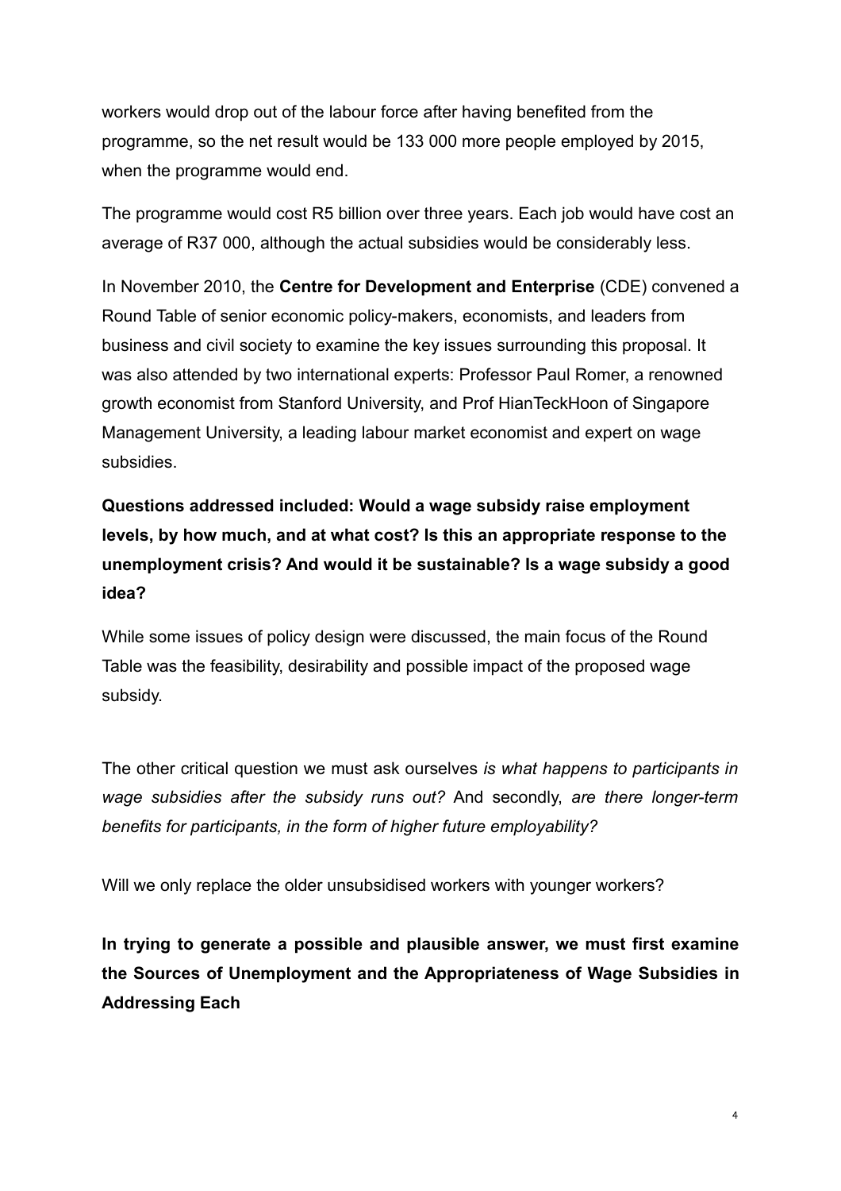workers would drop out of the labour force after having benefited from the programme, so the net result would be 133 000 more people employed by 2015, when the programme would end.

The programme would cost R5 billion over three years. Each job would have cost an average of R37 000, although the actual subsidies would be considerably less.

In November 2010, the **Centre for Development and Enterprise** (CDE) convened a Round Table of senior economic policy-makers, economists, and leaders from business and civil society to examine the key issues surrounding this proposal. It was also attended by two international experts: Professor Paul Romer, a renowned growth economist from Stanford University, and Prof HianTeckHoon of Singapore Management University, a leading labour market economist and expert on wage subsidies.

**Questions addressed included: Would a wage subsidy raise employment levels, by how much, and at what cost? Is this an appropriate response to the unemployment crisis? And would it be sustainable? Is a wage subsidy a good idea?**

While some issues of policy design were discussed, the main focus of the Round Table was the feasibility, desirability and possible impact of the proposed wage subsidy.

The other critical question we must ask ourselves *is what happens to participants in wage subsidies after the subsidy runs out?* And secondly, *are there longer-term benefits for participants, in the form of higher future employability?*

Will we only replace the older unsubsidised workers with younger workers?

**In trying to generate a possible and plausible answer, we must first examine the Sources of Unemployment and the Appropriateness of Wage Subsidies in Addressing Each**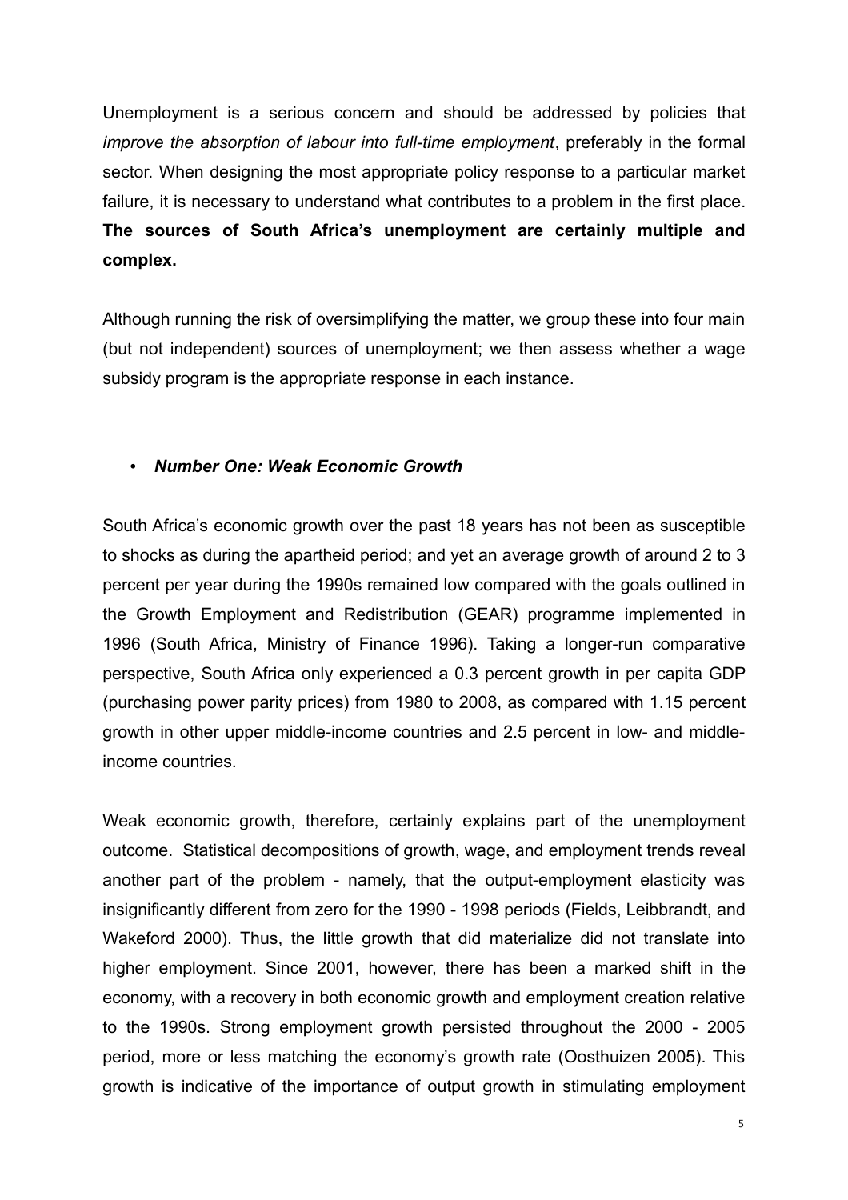Unemployment is a serious concern and should be addressed by policies that *improve the absorption of labour into full-time employment*, preferably in the formal sector. When designing the most appropriate policy response to a particular market failure, it is necessary to understand what contributes to a problem in the first place. **The sources of South Africa's unemployment are certainly multiple and complex.**

Although running the risk of oversimplifying the matter, we group these into four main (but not independent) sources of unemployment; we then assess whether a wage subsidy program is the appropriate response in each instance.

- ***Number One: Weak Economic Growth***

South Africa's economic growth over the past 18 years has not been as susceptible to shocks as during the apartheid period; and yet an average growth of around 2 to 3 percent per year during the 1990s remained low compared with the goals outlined in the Growth Employment and Redistribution (GEAR) programme implemented in 1996 (South Africa, Ministry of Finance 1996). Taking a longer-run comparative perspective, South Africa only experienced a 0.3 percent growth in per capita GDP (purchasing power parity prices) from 1980 to 2008, as compared with 1.15 percent growth in other upper middle-income countries and 2.5 percent in low- and middle-income countries.

Weak economic growth, therefore, certainly explains part of the unemployment outcome. Statistical decompositions of growth, wage, and employment trends reveal another part of the problem - namely, that the output-employment elasticity was insignificantly different from zero for the 1990 - 1998 periods (Fields, Leibbrandt, and Wakeford 2000). Thus, the little growth that did materialize did not translate into higher employment. Since 2001, however, there has been a marked shift in the economy, with a recovery in both economic growth and employment creation relative to the 1990s. Strong employment growth persisted throughout the 2000 - 2005 period, more or less matching the economy's growth rate (Oosthuizen 2005). This growth is indicative of the importance of output growth in stimulating employment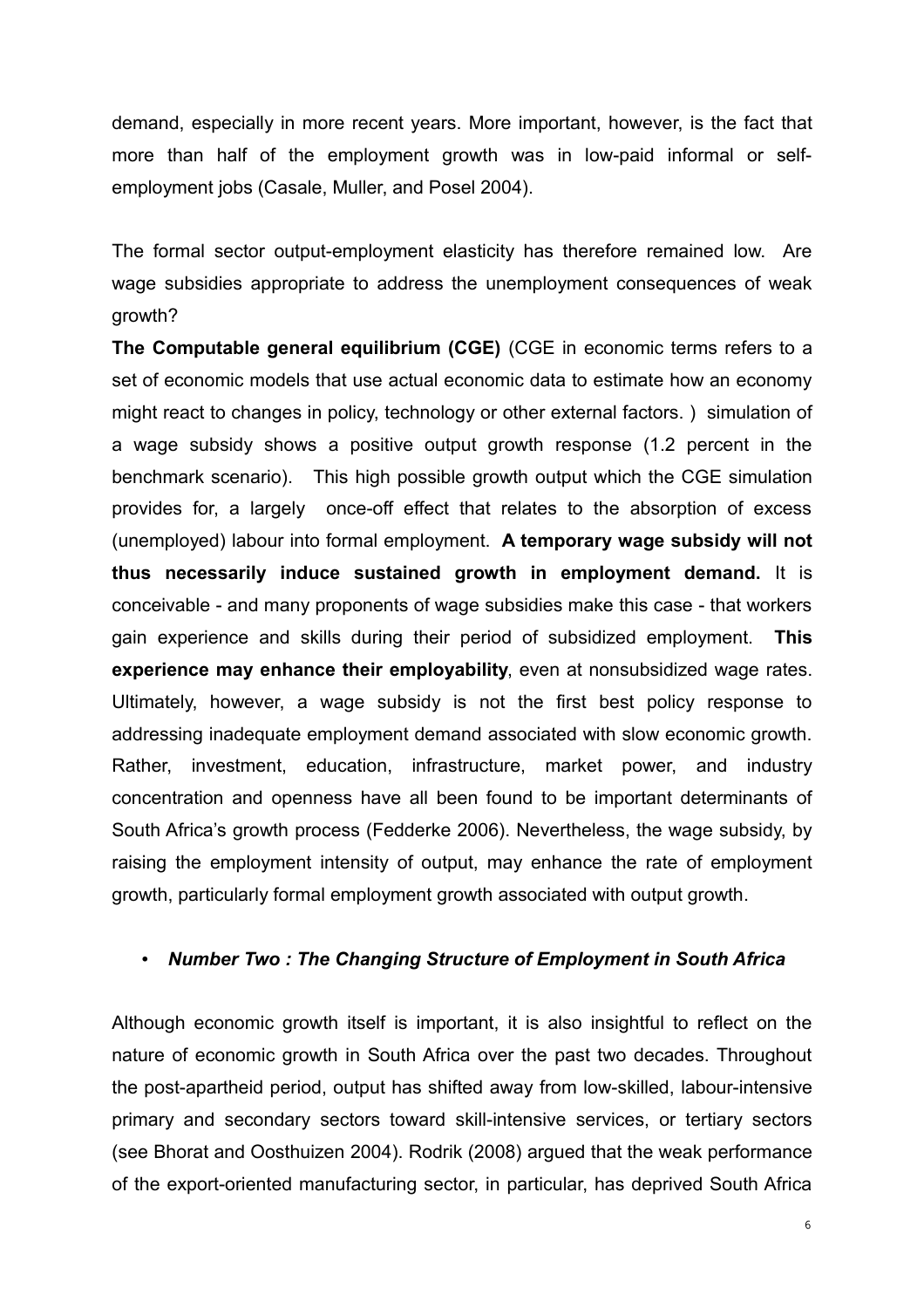demand, especially in more recent years. More important, however, is the fact that more than half of the employment growth was in low-paid informal or self-employment jobs (Casale, Muller, and Posel 2004).

The formal sector output-employment elasticity has therefore remained low. Are wage subsidies appropriate to address the unemployment consequences of weak growth?

**The Computable general equilibrium (CGE)** (CGE in economic terms refers to a set of economic models that use actual economic data to estimate how an economy might react to changes in policy, technology or other external factors. ) simulation of a wage subsidy shows a positive output growth response (1.2 percent in the benchmark scenario). This high possible growth output which the CGE simulation provides for, a largely once-off effect that relates to the absorption of excess (unemployed) labour into formal employment. **A temporary wage subsidy will not thus necessarily induce sustained growth in employment demand.** It is conceivable - and many proponents of wage subsidies make this case - that workers gain experience and skills during their period of subsidized employment. **This experience may enhance their employability**, even at nonsubsidized wage rates. Ultimately, however, a wage subsidy is not the first best policy response to addressing inadequate employment demand associated with slow economic growth. Rather, investment, education, infrastructure, market power, and industry concentration and openness have all been found to be important determinants of South Africa's growth process (Fedderke 2006). Nevertheless, the wage subsidy, by raising the employment intensity of output, may enhance the rate of employment growth, particularly formal employment growth associated with output growth.

- ***Number Two : The Changing Structure of Employment in South Africa***

Although economic growth itself is important, it is also insightful to reflect on the nature of economic growth in South Africa over the past two decades. Throughout the post-apartheid period, output has shifted away from low-skilled, labour-intensive primary and secondary sectors toward skill-intensive services, or tertiary sectors (see Bhorat and Oosthuizen 2004). Rodrik (2008) argued that the weak performance of the export-oriented manufacturing sector, in particular, has deprived South Africa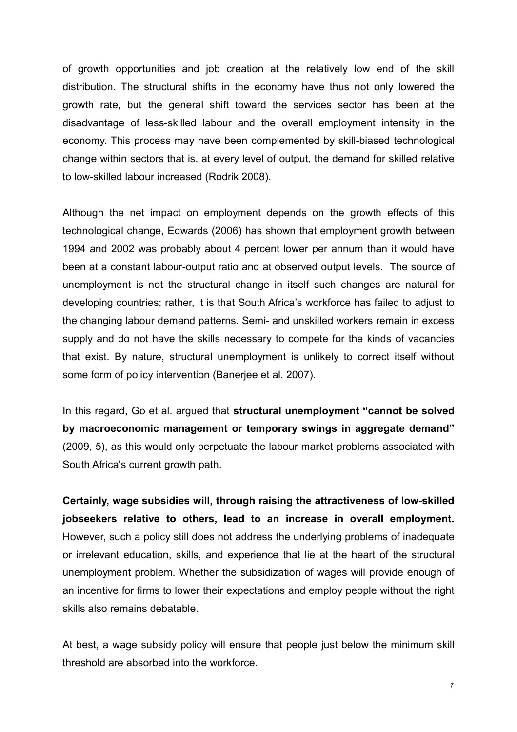of growth opportunities and job creation at the relatively low end of the skill distribution. The structural shifts in the economy have thus not only lowered the growth rate, but the general shift toward the services sector has been at the disadvantage of less-skilled labour and the overall employment intensity in the economy. This process may have been complemented by skill-biased technological change within sectors that is, at every level of output, the demand for skilled relative to low-skilled labour increased (Rodrik 2008).

Although the net impact on employment depends on the growth effects of this technological change, Edwards (2006) has shown that employment growth between 1994 and 2002 was probably about 4 percent lower per annum than it would have been at a constant labour-output ratio and at observed output levels. The source of unemployment is not the structural change in itself such changes are natural for developing countries; rather, it is that South Africa's workforce has failed to adjust to the changing labour demand patterns. Semi- and unskilled workers remain in excess supply and do not have the skills necessary to compete for the kinds of vacancies that exist. By nature, structural unemployment is unlikely to correct itself without some form of policy intervention (Banerjee et al. 2007).

In this regard, Go et al. argued that **structural unemployment "cannot be solved by macroeconomic management or temporary swings in aggregate demand"** (2009, 5), as this would only perpetuate the labour market problems associated with South Africa's current growth path.

**Certainly, wage subsidies will, through raising the attractiveness of low-skilled jobseekers relative to others, lead to an increase in overall employment.** However, such a policy still does not address the underlying problems of inadequate or irrelevant education, skills, and experience that lie at the heart of the structural unemployment problem. Whether the subsidization of wages will provide enough of an incentive for firms to lower their expectations and employ people without the right skills also remains debatable.

At best, a wage subsidy policy will ensure that people just below the minimum skill threshold are absorbed into the workforce.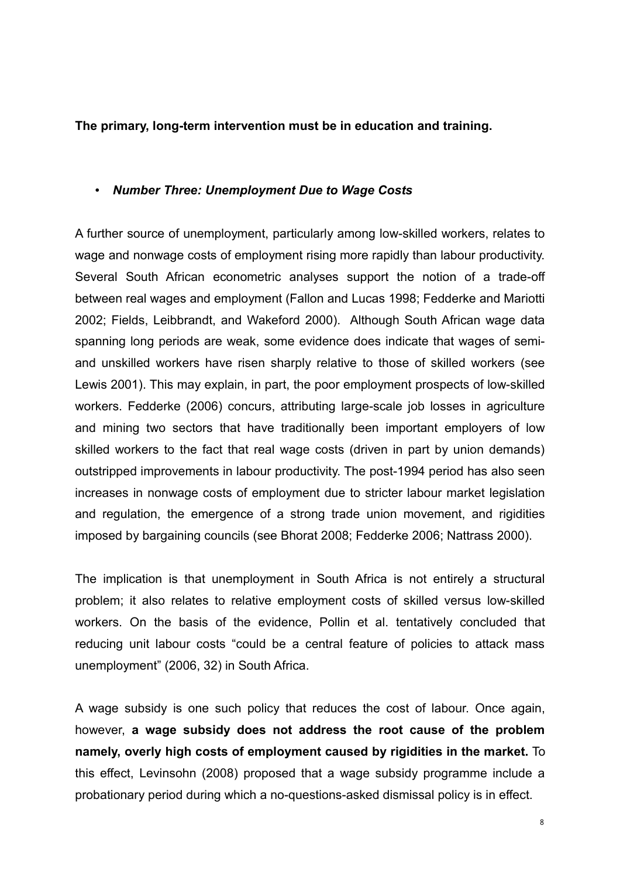**The primary, long-term intervention must be in education and training.**

- ***Number Three: Unemployment Due to Wage Costs***

A further source of unemployment, particularly among low-skilled workers, relates to wage and nonwage costs of employment rising more rapidly than labour productivity. Several South African econometric analyses support the notion of a trade-off between real wages and employment (Fallon and Lucas 1998; Fedderke and Mariotti 2002; Fields, Leibbrandt, and Wakeford 2000). Although South African wage data spanning long periods are weak, some evidence does indicate that wages of semi- and unskilled workers have risen sharply relative to those of skilled workers (see Lewis 2001). This may explain, in part, the poor employment prospects of low-skilled workers. Fedderke (2006) concurs, attributing large-scale job losses in agriculture and mining two sectors that have traditionally been important employers of low skilled workers to the fact that real wage costs (driven in part by union demands) outstripped improvements in labour productivity. The post-1994 period has also seen increases in nonwage costs of employment due to stricter labour market legislation and regulation, the emergence of a strong trade union movement, and rigidities imposed by bargaining councils (see Bhorat 2008; Fedderke 2006; Nattrass 2000).

The implication is that unemployment in South Africa is not entirely a structural problem; it also relates to relative employment costs of skilled versus low-skilled workers. On the basis of the evidence, Pollin et al. tentatively concluded that reducing unit labour costs "could be a central feature of policies to attack mass unemployment" (2006, 32) in South Africa.

A wage subsidy is one such policy that reduces the cost of labour. Once again, however, **a wage subsidy does not address the root cause of the problem namely, overly high costs of employment caused by rigidities in the market.** To this effect, Levinsohn (2008) proposed that a wage subsidy programme include a probationary period during which a no-questions-asked dismissal policy is in effect.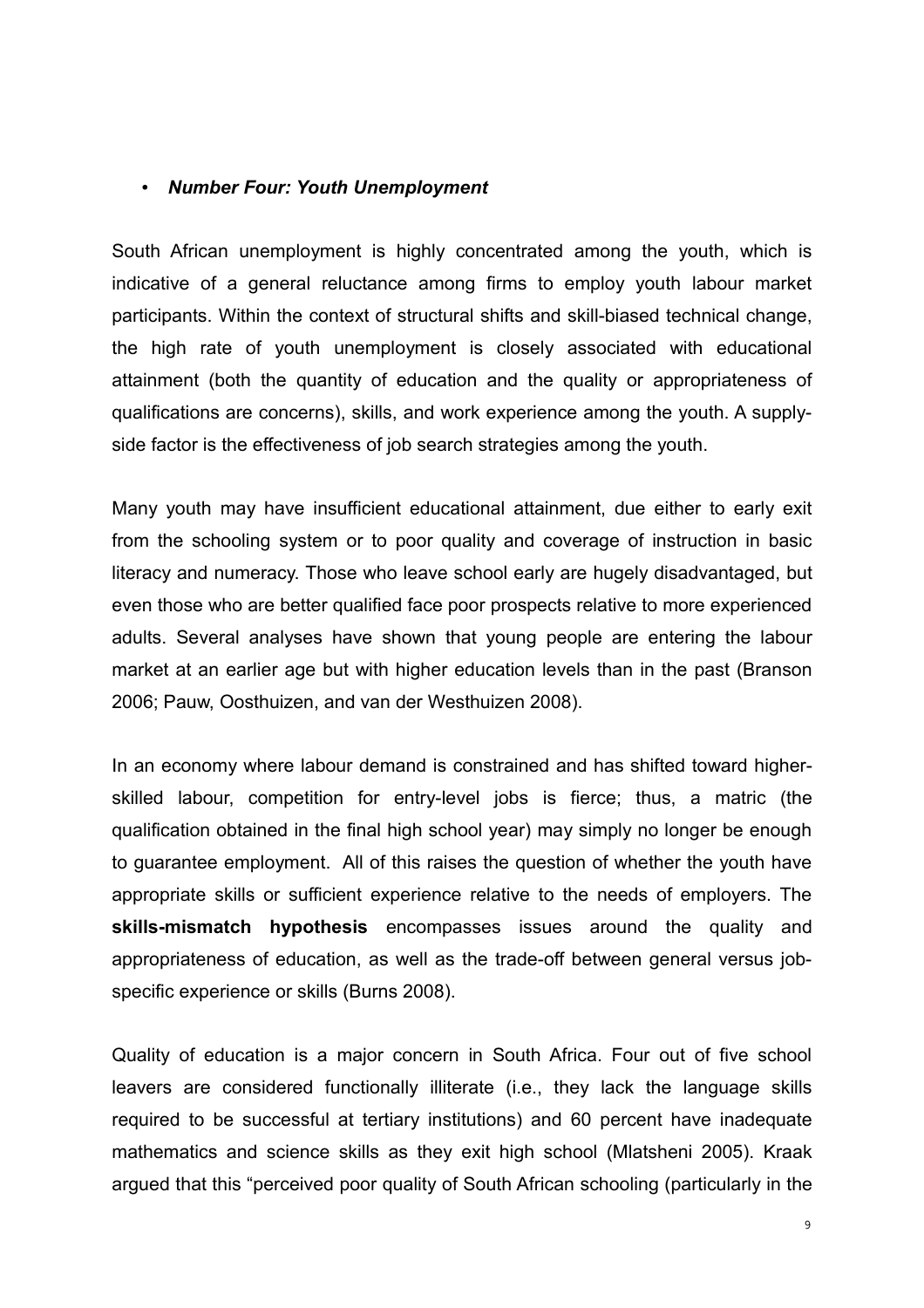- ***Number Four: Youth Unemployment***

South African unemployment is highly concentrated among the youth, which is indicative of a general reluctance among firms to employ youth labour market participants. Within the context of structural shifts and skill-biased technical change, the high rate of youth unemployment is closely associated with educational attainment (both the quantity of education and the quality or appropriateness of qualifications are concerns), skills, and work experience among the youth. A supply-side factor is the effectiveness of job search strategies among the youth.

Many youth may have insufficient educational attainment, due either to early exit from the schooling system or to poor quality and coverage of instruction in basic literacy and numeracy. Those who leave school early are hugely disadvantaged, but even those who are better qualified face poor prospects relative to more experienced adults. Several analyses have shown that young people are entering the labour market at an earlier age but with higher education levels than in the past (Branson 2006; Pauw, Oosthuizen, and van der Westhuizen 2008).

In an economy where labour demand is constrained and has shifted toward higher-skilled labour, competition for entry-level jobs is fierce; thus, a matric (the qualification obtained in the final high school year) may simply no longer be enough to guarantee employment. All of this raises the question of whether the youth have appropriate skills or sufficient experience relative to the needs of employers. The **skills-mismatch hypothesis** encompasses issues around the quality and appropriateness of education, as well as the trade-off between general versus job-specific experience or skills (Burns 2008).

Quality of education is a major concern in South Africa. Four out of five school leavers are considered functionally illiterate (i.e., they lack the language skills required to be successful at tertiary institutions) and 60 percent have inadequate mathematics and science skills as they exit high school (Mlatsheni 2005). Kraak argued that this "perceived poor quality of South African schooling (particularly in the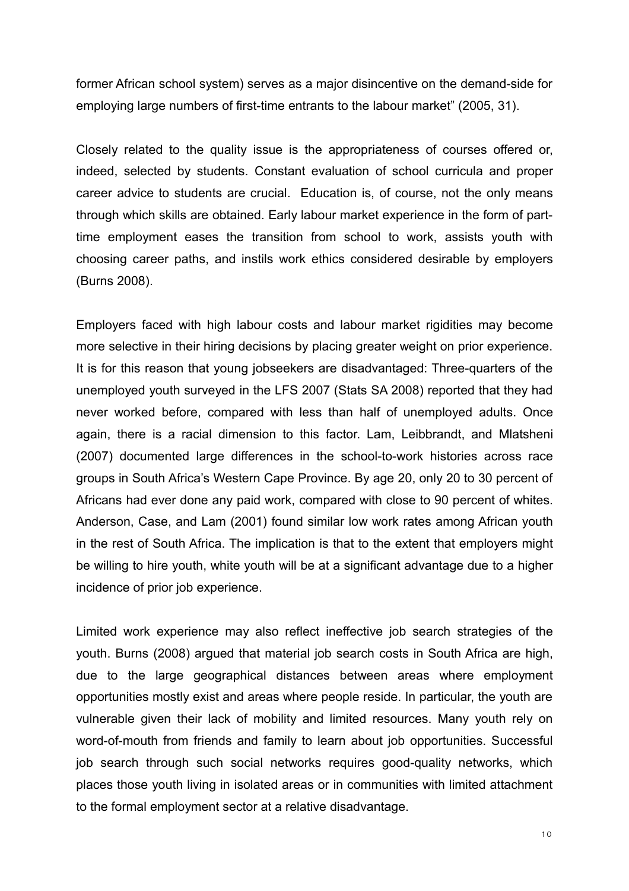former African school system) serves as a major disincentive on the demand-side for employing large numbers of first-time entrants to the labour market" (2005, 31).

Closely related to the quality issue is the appropriateness of courses offered or, indeed, selected by students. Constant evaluation of school curricula and proper career advice to students are crucial. Education is, of course, not the only means through which skills are obtained. Early labour market experience in the form of part-time employment eases the transition from school to work, assists youth with choosing career paths, and instils work ethics considered desirable by employers (Burns 2008).

Employers faced with high labour costs and labour market rigidities may become more selective in their hiring decisions by placing greater weight on prior experience. It is for this reason that young jobseekers are disadvantaged: Three-quarters of the unemployed youth surveyed in the LFS 2007 (Stats SA 2008) reported that they had never worked before, compared with less than half of unemployed adults. Once again, there is a racial dimension to this factor. Lam, Leibbrandt, and Mlatsheni (2007) documented large differences in the school-to-work histories across race groups in South Africa's Western Cape Province. By age 20, only 20 to 30 percent of Africans had ever done any paid work, compared with close to 90 percent of whites. Anderson, Case, and Lam (2001) found similar low work rates among African youth in the rest of South Africa. The implication is that to the extent that employers might be willing to hire youth, white youth will be at a significant advantage due to a higher incidence of prior job experience.

Limited work experience may also reflect ineffective job search strategies of the youth. Burns (2008) argued that material job search costs in South Africa are high, due to the large geographical distances between areas where employment opportunities mostly exist and areas where people reside. In particular, the youth are vulnerable given their lack of mobility and limited resources. Many youth rely on word-of-mouth from friends and family to learn about job opportunities. Successful job search through such social networks requires good-quality networks, which places those youth living in isolated areas or in communities with limited attachment to the formal employment sector at a relative disadvantage.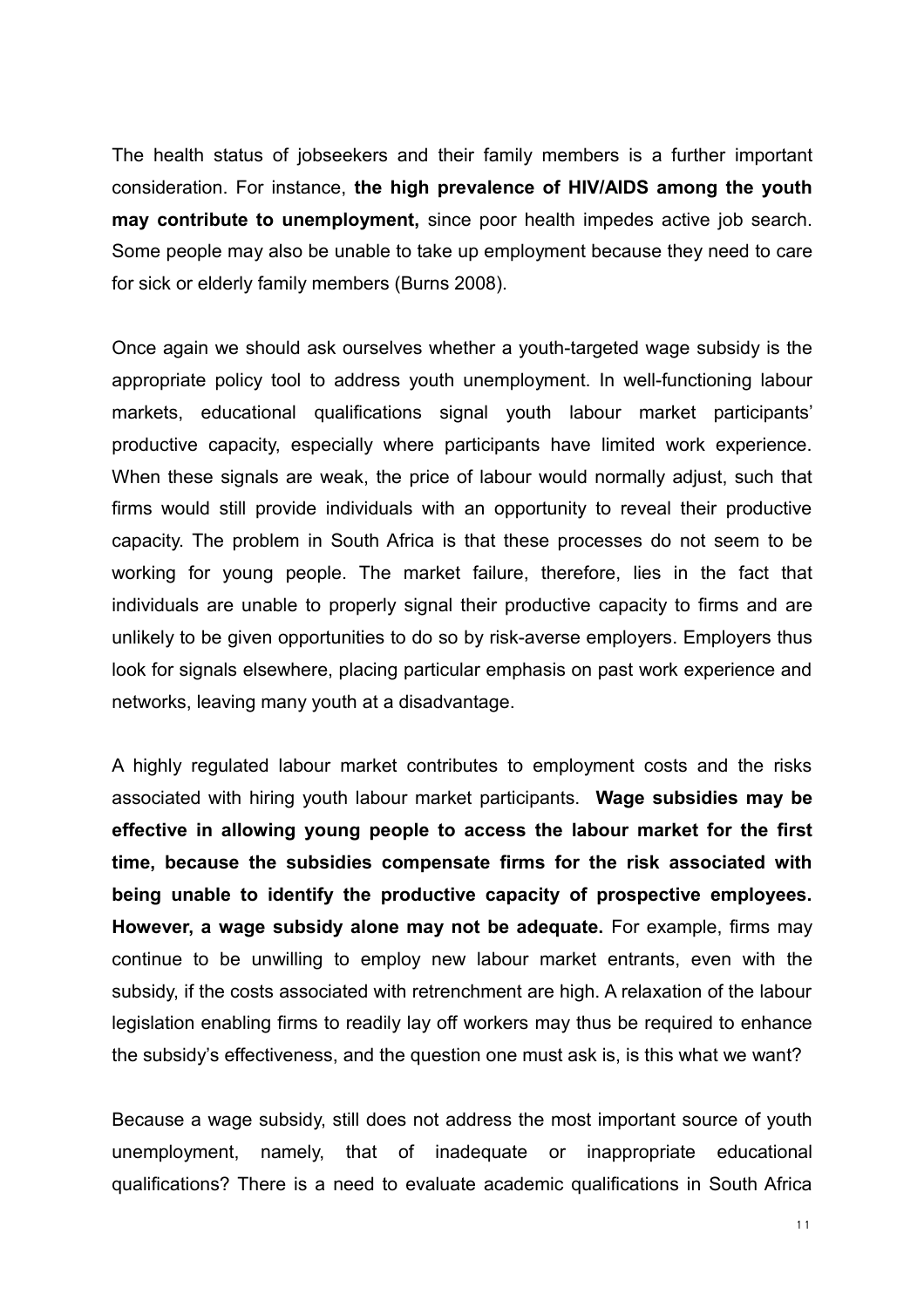The health status of jobseekers and their family members is a further important consideration. For instance, **the high prevalence of HIV/AIDS among the youth may contribute to unemployment,** since poor health impedes active job search. Some people may also be unable to take up employment because they need to care for sick or elderly family members (Burns 2008).

Once again we should ask ourselves whether a youth-targeted wage subsidy is the appropriate policy tool to address youth unemployment. In well-functioning labour markets, educational qualifications signal youth labour market participants' productive capacity, especially where participants have limited work experience. When these signals are weak, the price of labour would normally adjust, such that firms would still provide individuals with an opportunity to reveal their productive capacity. The problem in South Africa is that these processes do not seem to be working for young people. The market failure, therefore, lies in the fact that individuals are unable to properly signal their productive capacity to firms and are unlikely to be given opportunities to do so by risk-averse employers. Employers thus look for signals elsewhere, placing particular emphasis on past work experience and networks, leaving many youth at a disadvantage.

A highly regulated labour market contributes to employment costs and the risks associated with hiring youth labour market participants. **Wage subsidies may be effective in allowing young people to access the labour market for the first time, because the subsidies compensate firms for the risk associated with being unable to identify the productive capacity of prospective employees. However, a wage subsidy alone may not be adequate.** For example, firms may continue to be unwilling to employ new labour market entrants, even with the subsidy, if the costs associated with retrenchment are high. A relaxation of the labour legislation enabling firms to readily lay off workers may thus be required to enhance the subsidy's effectiveness, and the question one must ask is, is this what we want?

Because a wage subsidy, still does not address the most important source of youth unemployment, namely, that of inadequate or inappropriate educational qualifications? There is a need to evaluate academic qualifications in South Africa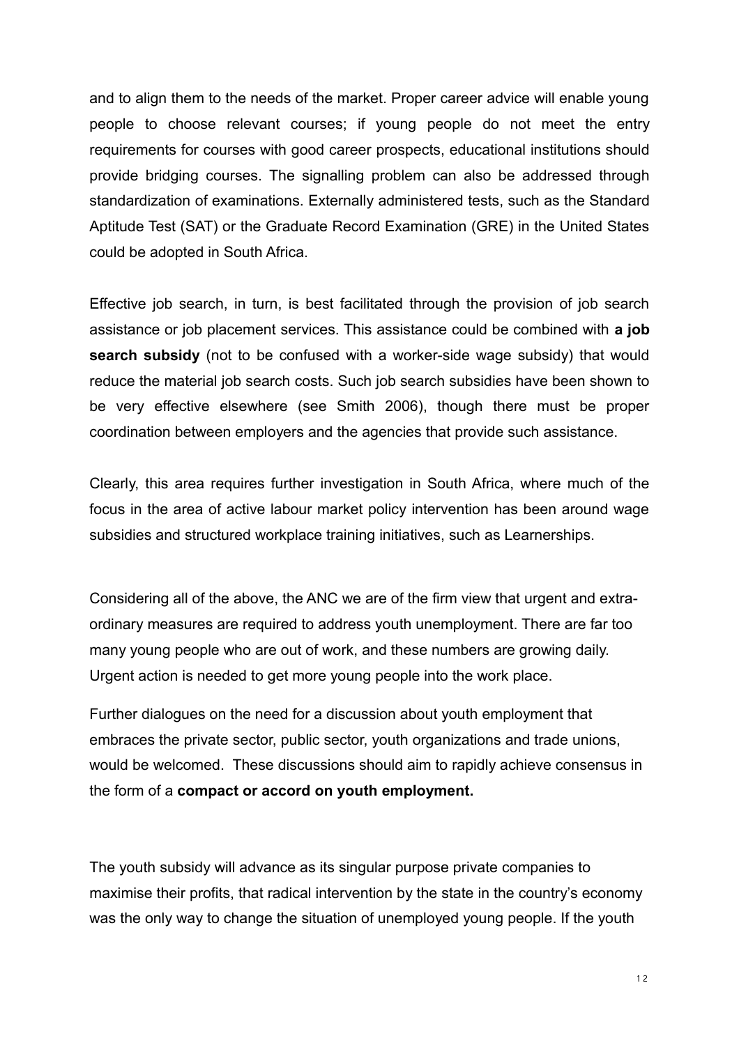and to align them to the needs of the market. Proper career advice will enable young people to choose relevant courses; if young people do not meet the entry requirements for courses with good career prospects, educational institutions should provide bridging courses. The signalling problem can also be addressed through standardization of examinations. Externally administered tests, such as the Standard Aptitude Test (SAT) or the Graduate Record Examination (GRE) in the United States could be adopted in South Africa.

Effective job search, in turn, is best facilitated through the provision of job search assistance or job placement services. This assistance could be combined with **a job search subsidy** (not to be confused with a worker-side wage subsidy) that would reduce the material job search costs. Such job search subsidies have been shown to be very effective elsewhere (see Smith 2006), though there must be proper coordination between employers and the agencies that provide such assistance.

Clearly, this area requires further investigation in South Africa, where much of the focus in the area of active labour market policy intervention has been around wage subsidies and structured workplace training initiatives, such as Learnerships.

Considering all of the above, the ANC we are of the firm view that urgent and extra-ordinary measures are required to address youth unemployment. There are far too many young people who are out of work, and these numbers are growing daily. Urgent action is needed to get more young people into the work place.

Further dialogues on the need for a discussion about youth employment that embraces the private sector, public sector, youth organizations and trade unions, would be welcomed. These discussions should aim to rapidly achieve consensus in the form of a **compact or accord on youth employment.**

The youth subsidy will advance as its singular purpose private companies to maximise their profits, that radical intervention by the state in the country's economy was the only way to change the situation of unemployed young people. If the youth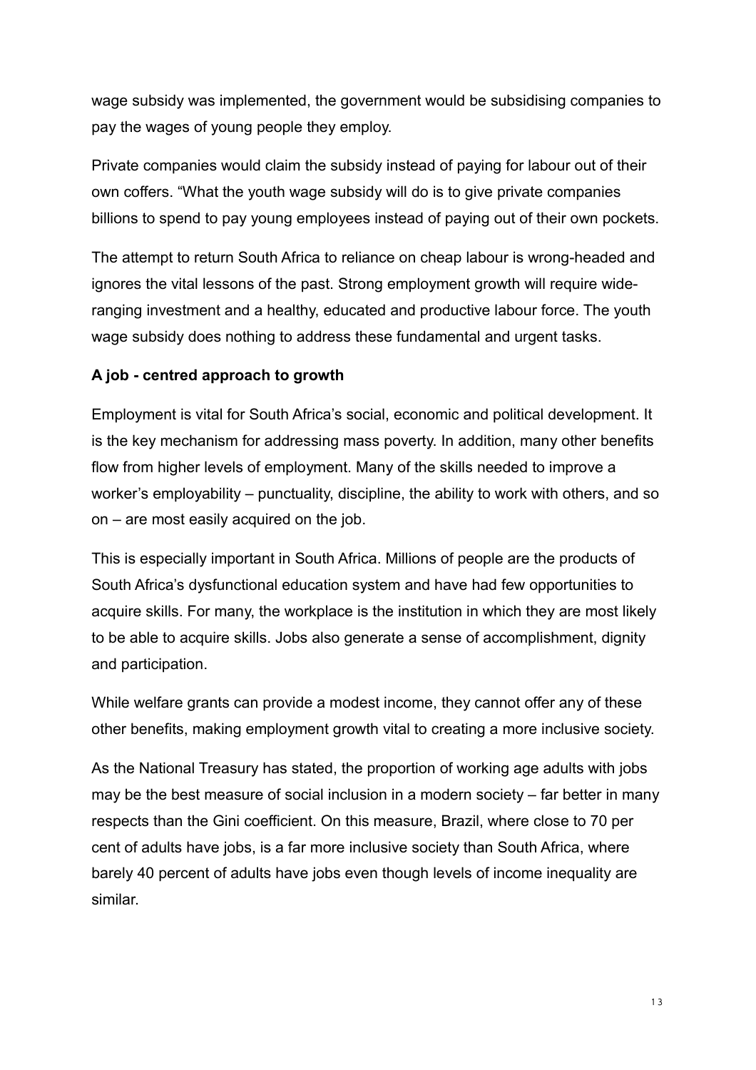wage subsidy was implemented, the government would be subsidising companies to pay the wages of young people they employ.

Private companies would claim the subsidy instead of paying for labour out of their own coffers. "What the youth wage subsidy will do is to give private companies billions to spend to pay young employees instead of paying out of their own pockets.

The attempt to return South Africa to reliance on cheap labour is wrong-headed and ignores the vital lessons of the past. Strong employment growth will require wide-ranging investment and a healthy, educated and productive labour force. The youth wage subsidy does nothing to address these fundamental and urgent tasks.

**A job - centred approach to growth**

Employment is vital for South Africa's social, economic and political development. It is the key mechanism for addressing mass poverty. In addition, many other benefits flow from higher levels of employment. Many of the skills needed to improve a worker's employability – punctuality, discipline, the ability to work with others, and so on – are most easily acquired on the job.

This is especially important in South Africa. Millions of people are the products of South Africa's dysfunctional education system and have had few opportunities to acquire skills. For many, the workplace is the institution in which they are most likely to be able to acquire skills. Jobs also generate a sense of accomplishment, dignity and participation.

While welfare grants can provide a modest income, they cannot offer any of these other benefits, making employment growth vital to creating a more inclusive society.

As the National Treasury has stated, the proportion of working age adults with jobs may be the best measure of social inclusion in a modern society – far better in many respects than the Gini coefficient. On this measure, Brazil, where close to 70 per cent of adults have jobs, is a far more inclusive society than South Africa, where barely 40 percent of adults have jobs even though levels of income inequality are similar.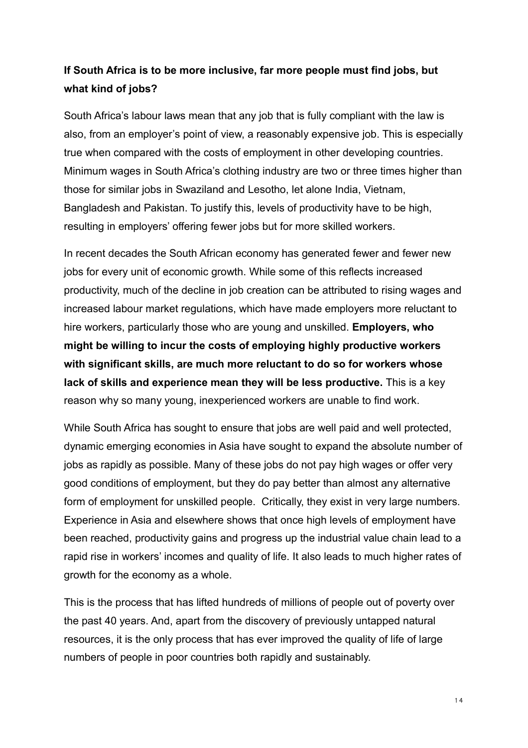**If South Africa is to be more inclusive, far more people must find jobs, but what kind of jobs?**

South Africa's labour laws mean that any job that is fully compliant with the law is also, from an employer's point of view, a reasonably expensive job. This is especially true when compared with the costs of employment in other developing countries. Minimum wages in South Africa's clothing industry are two or three times higher than those for similar jobs in Swaziland and Lesotho, let alone India, Vietnam, Bangladesh and Pakistan. To justify this, levels of productivity have to be high, resulting in employers' offering fewer jobs but for more skilled workers.

In recent decades the South African economy has generated fewer and fewer new jobs for every unit of economic growth. While some of this reflects increased productivity, much of the decline in job creation can be attributed to rising wages and increased labour market regulations, which have made employers more reluctant to hire workers, particularly those who are young and unskilled. **Employers, who might be willing to incur the costs of employing highly productive workers with significant skills, are much more reluctant to do so for workers whose lack of skills and experience mean they will be less productive.** This is a key reason why so many young, inexperienced workers are unable to find work.

While South Africa has sought to ensure that jobs are well paid and well protected, dynamic emerging economies in Asia have sought to expand the absolute number of jobs as rapidly as possible. Many of these jobs do not pay high wages or offer very good conditions of employment, but they do pay better than almost any alternative form of employment for unskilled people. Critically, they exist in very large numbers. Experience in Asia and elsewhere shows that once high levels of employment have been reached, productivity gains and progress up the industrial value chain lead to a rapid rise in workers' incomes and quality of life. It also leads to much higher rates of growth for the economy as a whole.

This is the process that has lifted hundreds of millions of people out of poverty over the past 40 years. And, apart from the discovery of previously untapped natural resources, it is the only process that has ever improved the quality of life of large numbers of people in poor countries both rapidly and sustainably.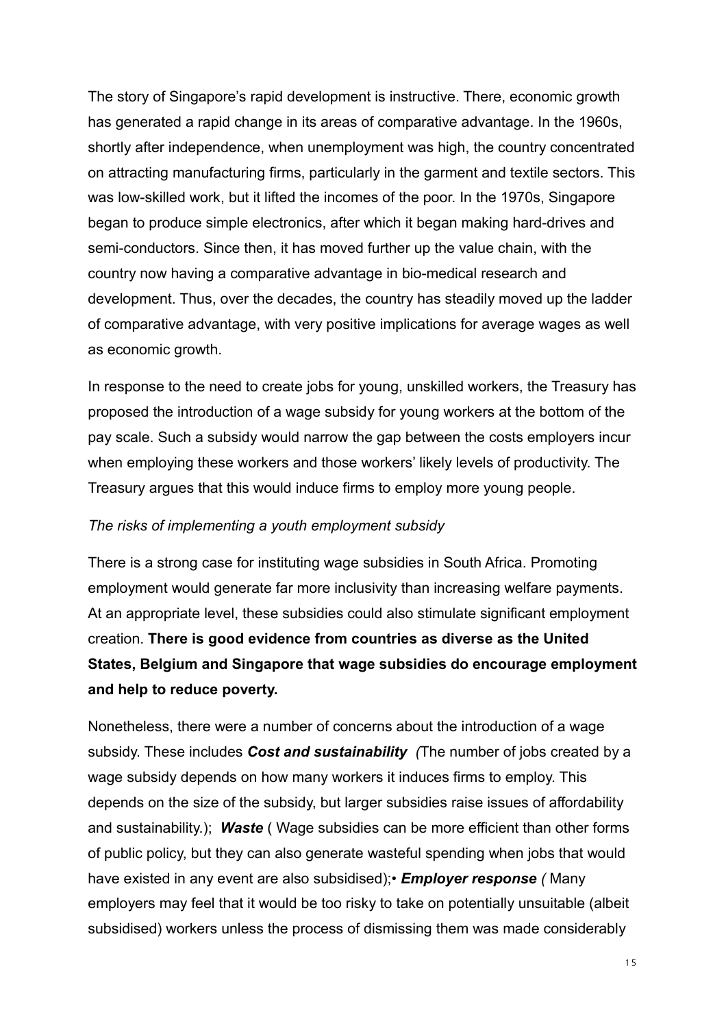The story of Singapore's rapid development is instructive. There, economic growth has generated a rapid change in its areas of comparative advantage. In the 1960s, shortly after independence, when unemployment was high, the country concentrated on attracting manufacturing firms, particularly in the garment and textile sectors. This was low-skilled work, but it lifted the incomes of the poor. In the 1970s, Singapore began to produce simple electronics, after which it began making hard-drives and semi-conductors. Since then, it has moved further up the value chain, with the country now having a comparative advantage in bio-medical research and development. Thus, over the decades, the country has steadily moved up the ladder of comparative advantage, with very positive implications for average wages as well as economic growth.

In response to the need to create jobs for young, unskilled workers, the Treasury has proposed the introduction of a wage subsidy for young workers at the bottom of the pay scale. Such a subsidy would narrow the gap between the costs employers incur when employing these workers and those workers' likely levels of productivity. The Treasury argues that this would induce firms to employ more young people.

*The risks of implementing a youth employment subsidy*

There is a strong case for instituting wage subsidies in South Africa. Promoting employment would generate far more inclusivity than increasing welfare payments. At an appropriate level, these subsidies could also stimulate significant employment creation. **There is good evidence from countries as diverse as the United States, Belgium and Singapore that wage subsidies do encourage employment and help to reduce poverty.**

Nonetheless, there were a number of concerns about the introduction of a wage subsidy. These includes ***Cost and sustainability*** *(*The number of jobs created by a wage subsidy depends on how many workers it induces firms to employ. This depends on the size of the subsidy, but larger subsidies raise issues of affordability and sustainability.); ***Waste*** ( Wage subsidies can be more efficient than other forms of public policy, but they can also generate wasteful spending when jobs that would have existed in any event are also subsidised);• ***Employer response*** *(* Many employers may feel that it would be too risky to take on potentially unsuitable (albeit subsidised) workers unless the process of dismissing them was made considerably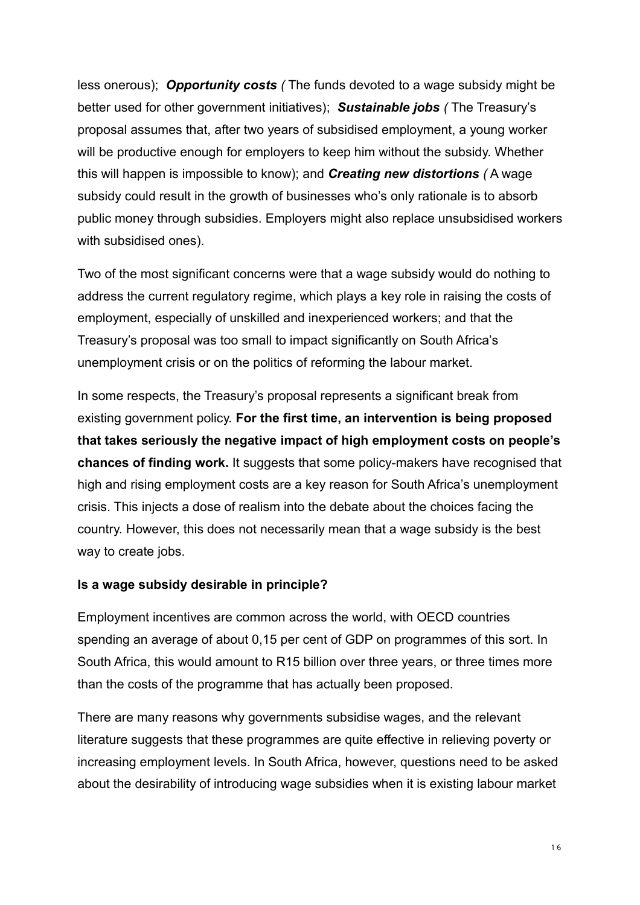less onerous); ***Opportunity costs (*** The funds devoted to a wage subsidy might be better used for other government initiatives); ***Sustainable jobs (*** The Treasury's proposal assumes that, after two years of subsidised employment, a young worker will be productive enough for employers to keep him without the subsidy. Whether this will happen is impossible to know); and ***Creating new distortions (*** A wage subsidy could result in the growth of businesses who's only rationale is to absorb public money through subsidies. Employers might also replace unsubsidised workers with subsidised ones).

Two of the most significant concerns were that a wage subsidy would do nothing to address the current regulatory regime, which plays a key role in raising the costs of employment, especially of unskilled and inexperienced workers; and that the Treasury's proposal was too small to impact significantly on South Africa's unemployment crisis or on the politics of reforming the labour market.

In some respects, the Treasury's proposal represents a significant break from existing government policy. **For the first time, an intervention is being proposed that takes seriously the negative impact of high employment costs on people's chances of finding work.** It suggests that some policy-makers have recognised that high and rising employment costs are a key reason for South Africa's unemployment crisis. This injects a dose of realism into the debate about the choices facing the country. However, this does not necessarily mean that a wage subsidy is the best way to create jobs.

**Is a wage subsidy desirable in principle?**

Employment incentives are common across the world, with OECD countries spending an average of about 0,15 per cent of GDP on programmes of this sort. In South Africa, this would amount to R15 billion over three years, or three times more than the costs of the programme that has actually been proposed.

There are many reasons why governments subsidise wages, and the relevant literature suggests that these programmes are quite effective in relieving poverty or increasing employment levels. In South Africa, however, questions need to be asked about the desirability of introducing wage subsidies when it is existing labour market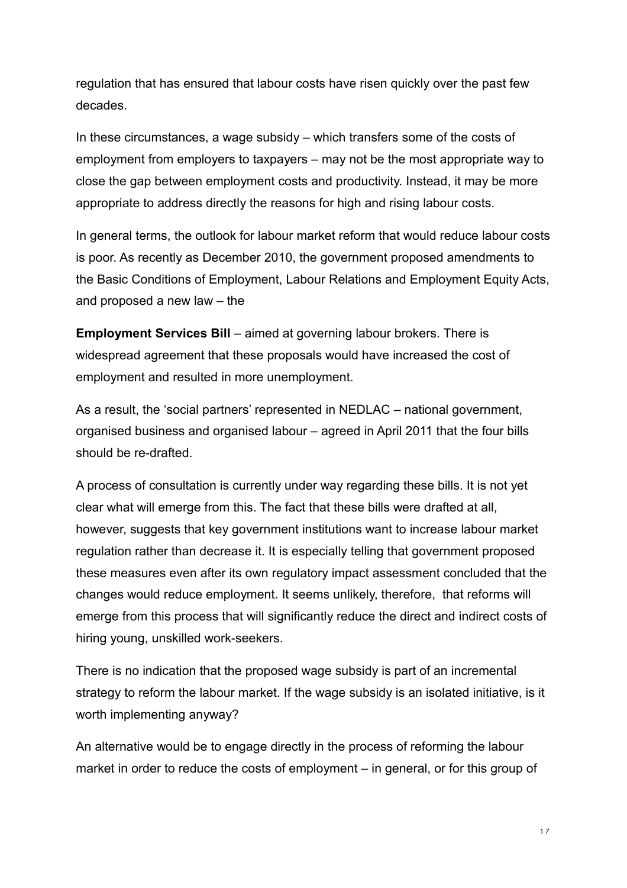regulation that has ensured that labour costs have risen quickly over the past few decades.

In these circumstances, a wage subsidy – which transfers some of the costs of employment from employers to taxpayers – may not be the most appropriate way to close the gap between employment costs and productivity. Instead, it may be more appropriate to address directly the reasons for high and rising labour costs.

In general terms, the outlook for labour market reform that would reduce labour costs is poor. As recently as December 2010, the government proposed amendments to the Basic Conditions of Employment, Labour Relations and Employment Equity Acts, and proposed a new law – the

**Employment Services Bill** – aimed at governing labour brokers. There is widespread agreement that these proposals would have increased the cost of employment and resulted in more unemployment.

As a result, the 'social partners' represented in NEDLAC – national government, organised business and organised labour – agreed in April 2011 that the four bills should be re-drafted.

A process of consultation is currently under way regarding these bills. It is not yet clear what will emerge from this. The fact that these bills were drafted at all, however, suggests that key government institutions want to increase labour market regulation rather than decrease it. It is especially telling that government proposed these measures even after its own regulatory impact assessment concluded that the changes would reduce employment. It seems unlikely, therefore, that reforms will emerge from this process that will significantly reduce the direct and indirect costs of hiring young, unskilled work-seekers.

There is no indication that the proposed wage subsidy is part of an incremental strategy to reform the labour market. If the wage subsidy is an isolated initiative, is it worth implementing anyway?

An alternative would be to engage directly in the process of reforming the labour market in order to reduce the costs of employment – in general, or for this group of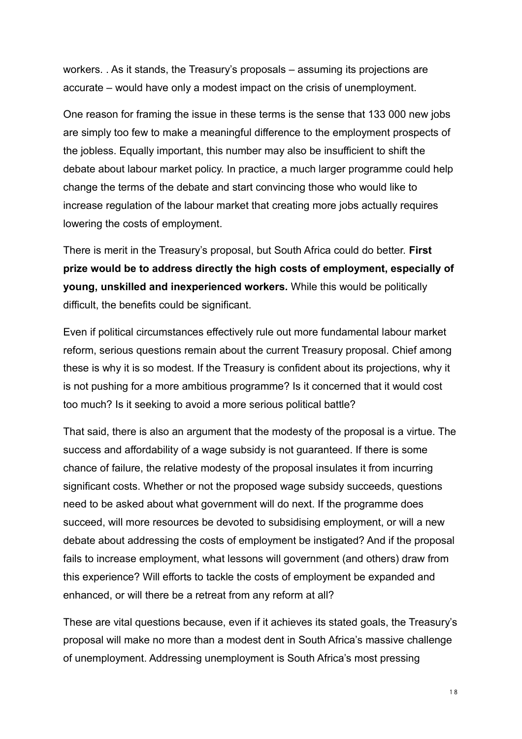workers. . As it stands, the Treasury's proposals – assuming its projections are accurate – would have only a modest impact on the crisis of unemployment.

One reason for framing the issue in these terms is the sense that 133 000 new jobs are simply too few to make a meaningful difference to the employment prospects of the jobless. Equally important, this number may also be insufficient to shift the debate about labour market policy. In practice, a much larger programme could help change the terms of the debate and start convincing those who would like to increase regulation of the labour market that creating more jobs actually requires lowering the costs of employment.

There is merit in the Treasury's proposal, but South Africa could do better. **First prize would be to address directly the high costs of employment, especially of young, unskilled and inexperienced workers.** While this would be politically difficult, the benefits could be significant.

Even if political circumstances effectively rule out more fundamental labour market reform, serious questions remain about the current Treasury proposal. Chief among these is why it is so modest. If the Treasury is confident about its projections, why it is not pushing for a more ambitious programme? Is it concerned that it would cost too much? Is it seeking to avoid a more serious political battle?

That said, there is also an argument that the modesty of the proposal is a virtue. The success and affordability of a wage subsidy is not guaranteed. If there is some chance of failure, the relative modesty of the proposal insulates it from incurring significant costs. Whether or not the proposed wage subsidy succeeds, questions need to be asked about what government will do next. If the programme does succeed, will more resources be devoted to subsidising employment, or will a new debate about addressing the costs of employment be instigated? And if the proposal fails to increase employment, what lessons will government (and others) draw from this experience? Will efforts to tackle the costs of employment be expanded and enhanced, or will there be a retreat from any reform at all?

These are vital questions because, even if it achieves its stated goals, the Treasury's proposal will make no more than a modest dent in South Africa's massive challenge of unemployment. Addressing unemployment is South Africa's most pressing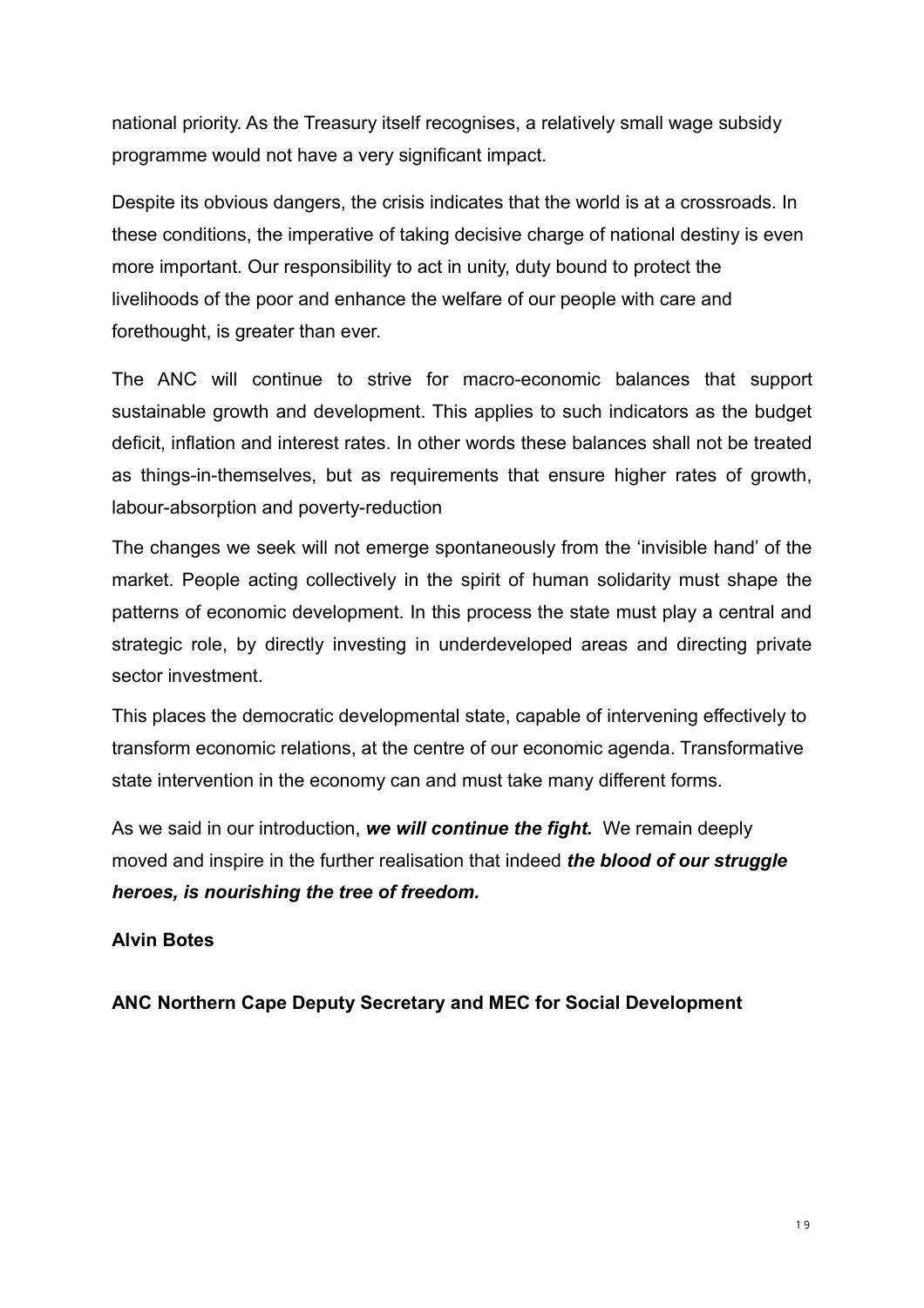national priority. As the Treasury itself recognises, a relatively small wage subsidy programme would not have a very significant impact.

Despite its obvious dangers, the crisis indicates that the world is at a crossroads. In these conditions, the imperative of taking decisive charge of national destiny is even more important. Our responsibility to act in unity, duty bound to protect the livelihoods of the poor and enhance the welfare of our people with care and forethought, is greater than ever.

The ANC will continue to strive for macro-economic balances that support sustainable growth and development. This applies to such indicators as the budget deficit, inflation and interest rates. In other words these balances shall not be treated as things-in-themselves, but as requirements that ensure higher rates of growth, labour-absorption and poverty-reduction

The changes we seek will not emerge spontaneously from the 'invisible hand' of the market. People acting collectively in the spirit of human solidarity must shape the patterns of economic development. In this process the state must play a central and strategic role, by directly investing in underdeveloped areas and directing private sector investment.

This places the democratic developmental state, capable of intervening effectively to transform economic relations, at the centre of our economic agenda. Transformative state intervention in the economy can and must take many different forms.

As we said in our introduction, ***we will continue the fight.*** We remain deeply moved and inspire in the further realisation that indeed ***the blood of our struggle heroes, is nourishing the tree of freedom.***

**Alvin Botes**

**ANC Northern Cape Deputy Secretary and MEC for Social Development**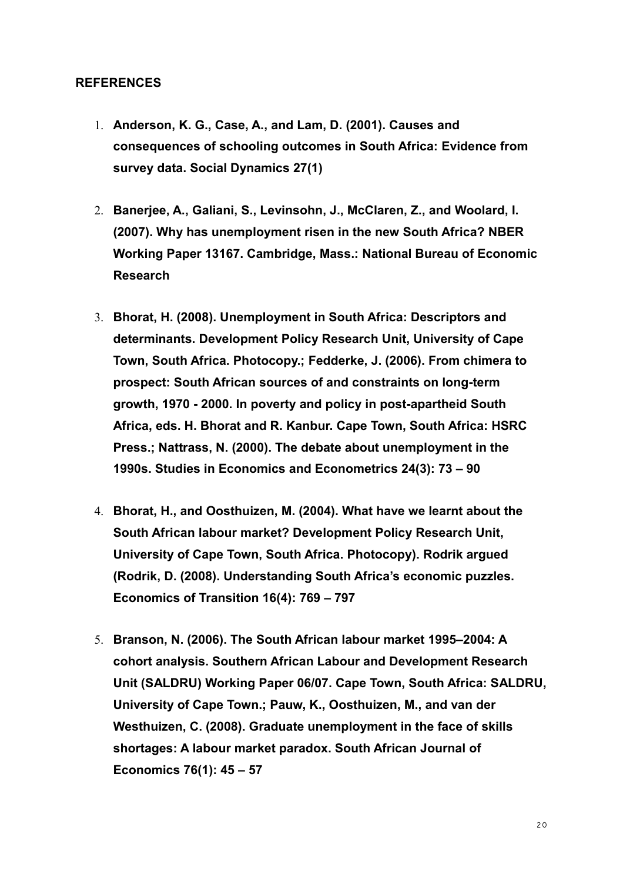**REFERENCES**

1. **Anderson, K. G., Case, A., and Lam, D. (2001). Causes and consequences of schooling outcomes in South Africa: Evidence from survey data. Social Dynamics 27(1)**

2. **Banerjee, A., Galiani, S., Levinsohn, J., McClaren, Z., and Woolard, I. (2007). Why has unemployment risen in the new South Africa? NBER Working Paper 13167. Cambridge, Mass.: National Bureau of Economic Research**

3. **Bhorat, H. (2008). Unemployment in South Africa: Descriptors and determinants. Development Policy Research Unit, University of Cape Town, South Africa. Photocopy.; Fedderke, J. (2006). From chimera to prospect: South African sources of and constraints on long-term growth, 1970 - 2000. In poverty and policy in post-apartheid South Africa, eds. H. Bhorat and R. Kanbur. Cape Town, South Africa: HSRC Press.; Nattrass, N. (2000). The debate about unemployment in the 1990s. Studies in Economics and Econometrics 24(3): 73 – 90**

4. **Bhorat, H., and Oosthuizen, M. (2004). What have we learnt about the South African labour market? Development Policy Research Unit, University of Cape Town, South Africa. Photocopy). Rodrik argued (Rodrik, D. (2008). Understanding South Africa's economic puzzles. Economics of Transition 16(4): 769 – 797**

5. **Branson, N. (2006). The South African labour market 1995–2004: A cohort analysis. Southern African Labour and Development Research Unit (SALDRU) Working Paper 06/07. Cape Town, South Africa: SALDRU, University of Cape Town.; Pauw, K., Oosthuizen, M., and van der Westhuizen, C. (2008). Graduate unemployment in the face of skills shortages: A labour market paradox. South African Journal of Economics 76(1): 45 – 57**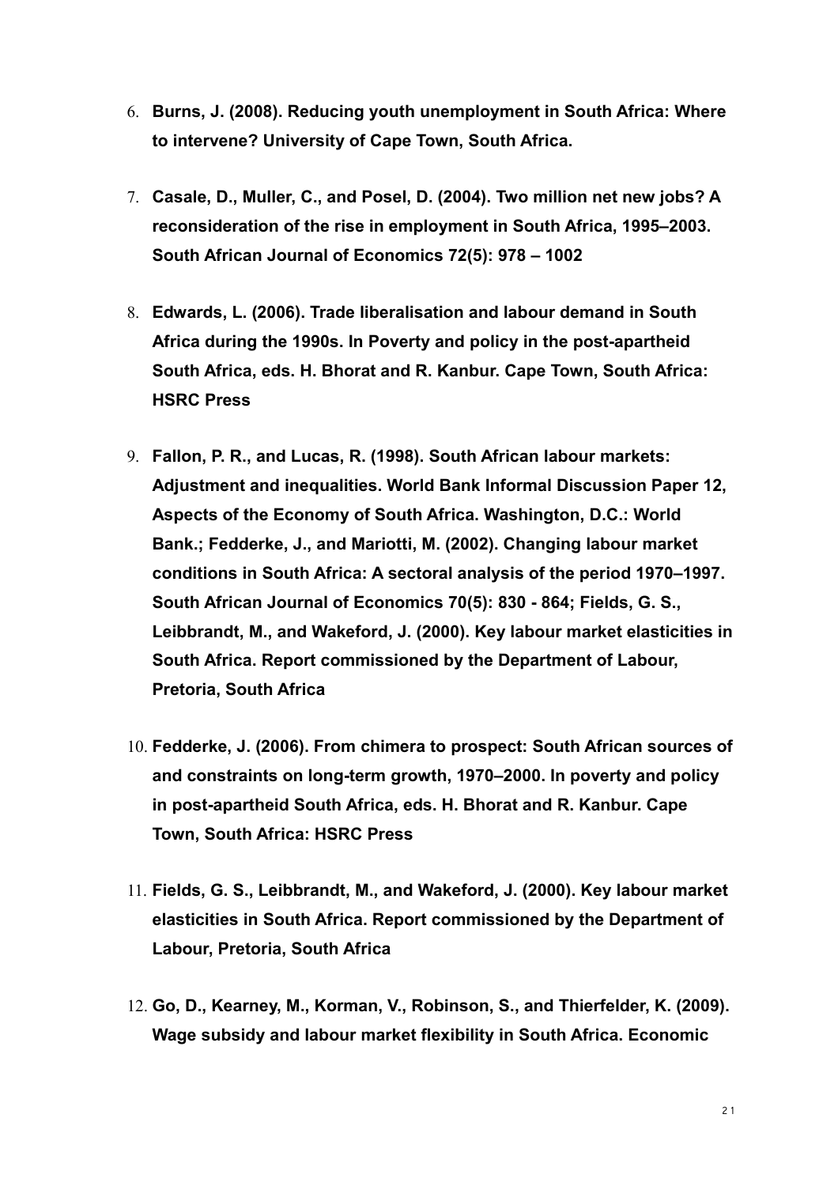6. **Burns, J. (2008). Reducing youth unemployment in South Africa: Where to intervene? University of Cape Town, South Africa.**

7. **Casale, D., Muller, C., and Posel, D. (2004). Two million net new jobs? A reconsideration of the rise in employment in South Africa, 1995–2003. South African Journal of Economics 72(5): 978 – 1002**

8. **Edwards, L. (2006). Trade liberalisation and labour demand in South Africa during the 1990s. In Poverty and policy in the post-apartheid South Africa, eds. H. Bhorat and R. Kanbur. Cape Town, South Africa: HSRC Press**

9. **Fallon, P. R., and Lucas, R. (1998). South African labour markets: Adjustment and inequalities. World Bank Informal Discussion Paper 12, Aspects of the Economy of South Africa. Washington, D.C.: World Bank.; Fedderke, J., and Mariotti, M. (2002). Changing labour market conditions in South Africa: A sectoral analysis of the period 1970–1997. South African Journal of Economics 70(5): 830 - 864; Fields, G. S., Leibbrandt, M., and Wakeford, J. (2000). Key labour market elasticities in South Africa. Report commissioned by the Department of Labour, Pretoria, South Africa**

10. **Fedderke, J. (2006). From chimera to prospect: South African sources of and constraints on long-term growth, 1970–2000. In poverty and policy in post-apartheid South Africa, eds. H. Bhorat and R. Kanbur. Cape Town, South Africa: HSRC Press**

11. **Fields, G. S., Leibbrandt, M., and Wakeford, J. (2000). Key labour market elasticities in South Africa. Report commissioned by the Department of Labour, Pretoria, South Africa**

12. **Go, D., Kearney, M., Korman, V., Robinson, S., and Thierfelder, K. (2009). Wage subsidy and labour market flexibility in South Africa. Economic**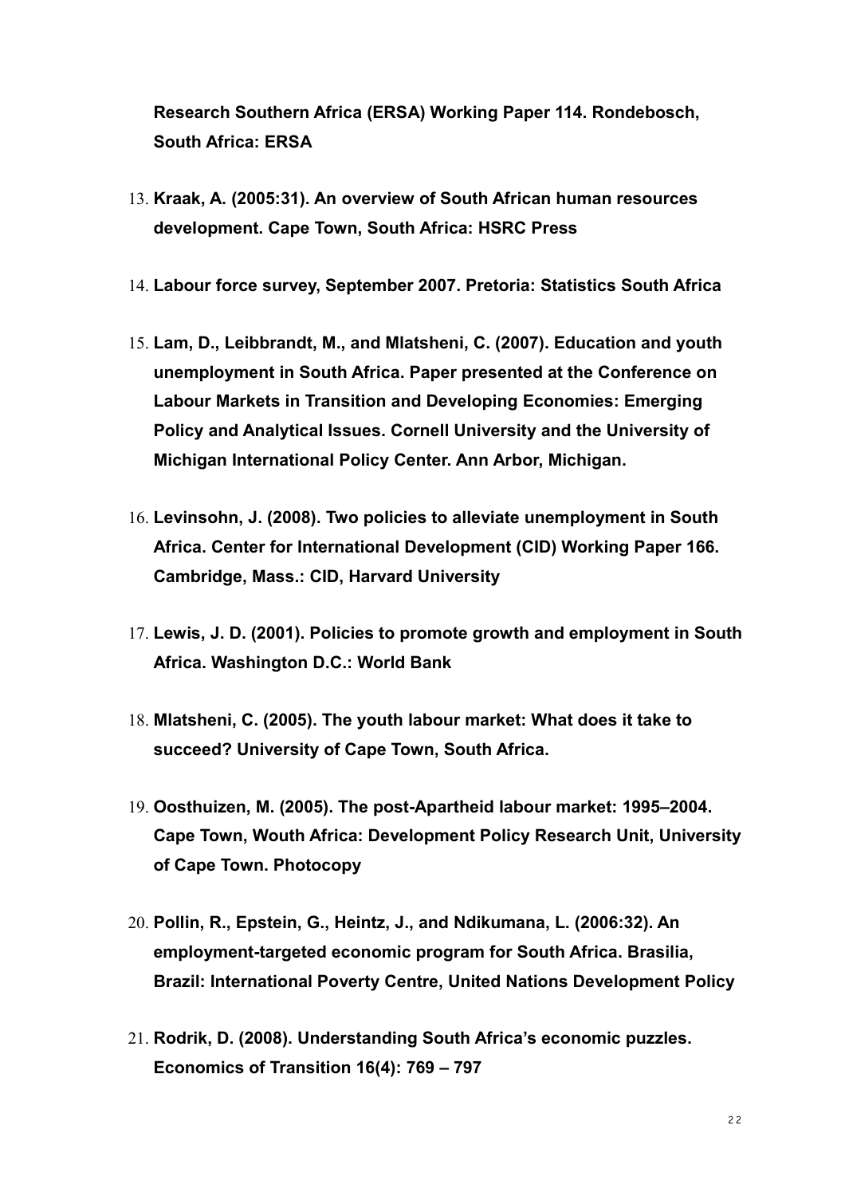**Research Southern Africa (ERSA) Working Paper 114. Rondebosch, South Africa: ERSA**

13. **Kraak, A. (2005:31). An overview of South African human resources development. Cape Town, South Africa: HSRC Press**

14. **Labour force survey, September 2007. Pretoria: Statistics South Africa**

15. **Lam, D., Leibbrandt, M., and Mlatsheni, C. (2007). Education and youth unemployment in South Africa. Paper presented at the Conference on Labour Markets in Transition and Developing Economies: Emerging Policy and Analytical Issues. Cornell University and the University of Michigan International Policy Center. Ann Arbor, Michigan.**

16. **Levinsohn, J. (2008). Two policies to alleviate unemployment in South Africa. Center for International Development (CID) Working Paper 166. Cambridge, Mass.: CID, Harvard University**

17. **Lewis, J. D. (2001). Policies to promote growth and employment in South Africa. Washington D.C.: World Bank**

18. **Mlatsheni, C. (2005). The youth labour market: What does it take to succeed? University of Cape Town, South Africa.**

19. **Oosthuizen, M. (2005). The post-Apartheid labour market: 1995–2004. Cape Town, Wouth Africa: Development Policy Research Unit, University of Cape Town. Photocopy**

20. **Pollin, R., Epstein, G., Heintz, J., and Ndikumana, L. (2006:32). An employment-targeted economic program for South Africa. Brasilia, Brazil: International Poverty Centre, United Nations Development Policy**

21. **Rodrik, D. (2008). Understanding South Africa's economic puzzles. Economics of Transition 16(4): 769 – 797**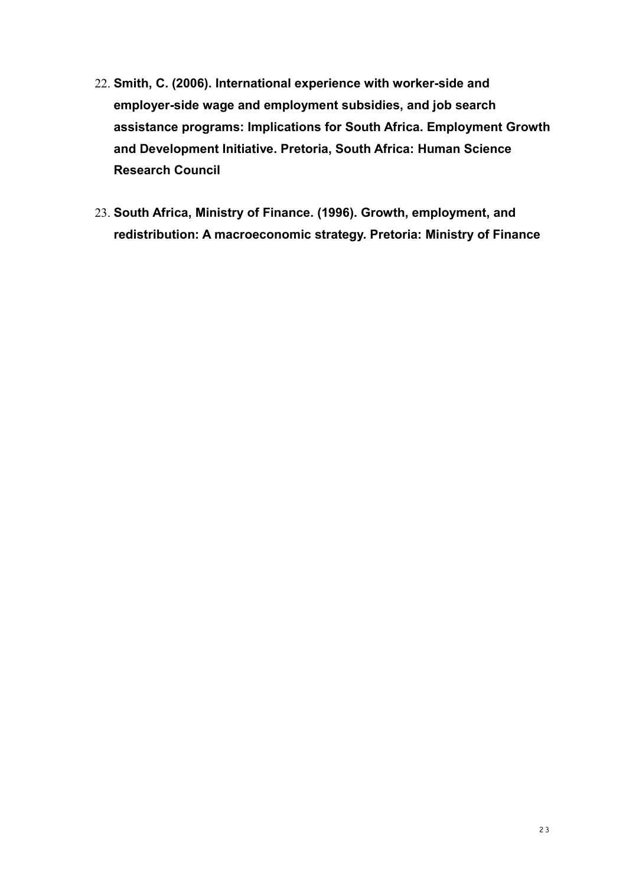22. **Smith, C. (2006). International experience with worker-side and employer-side wage and employment subsidies, and job search assistance programs: Implications for South Africa. Employment Growth and Development Initiative. Pretoria, South Africa: Human Science Research Council**

23. **South Africa, Ministry of Finance. (1996). Growth, employment, and redistribution: A macroeconomic strategy. Pretoria: Ministry of Finance**